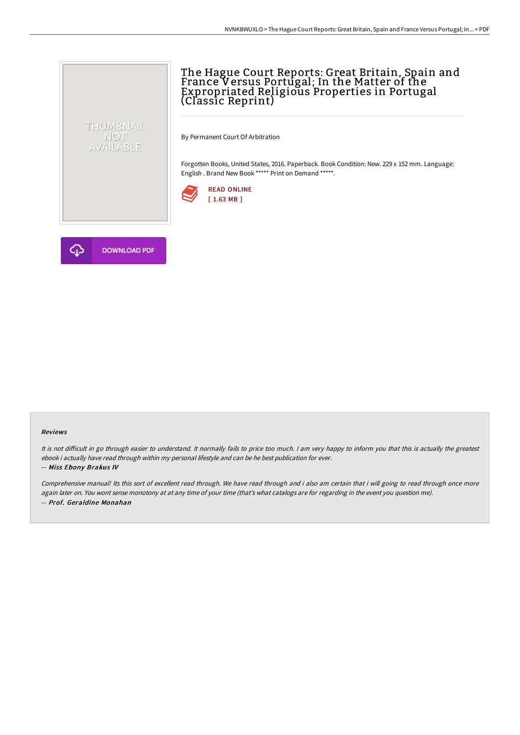# The Hague Court Reports: Great Britain, Spain and France Versus Portugal; In the Matter of the Expropriated Religious Properties in Portugal (Classic Reprint)

By Permanent Court Of Arbitration

Forgotten Books, United States, 2016. Paperback. Book Condition: New. 229 x 152 mm. Language: English . Brand New Book ***** Print on Demand *****.

READ ONLINE
[ 1.63 MB ]

DOWNLOAD PDF

### Reviews

*It is not difficult in go through easier to understand. It normally fails to price too much. I am very happy to inform you that this is actually the greatest ebook i actually have read through within my personal lifestyle and can be he best publication for ever.*

*-- Miss Ebony Brakus IV*

*Comprehensive manual! Its this sort of excellent read through. We have read through and i also am certain that i will going to read through once more again later on. You wont sense monotony at at any time of your time (that's what catalogs are for regarding in the event you question me).*

*-- Prof. Geraldine Monahan*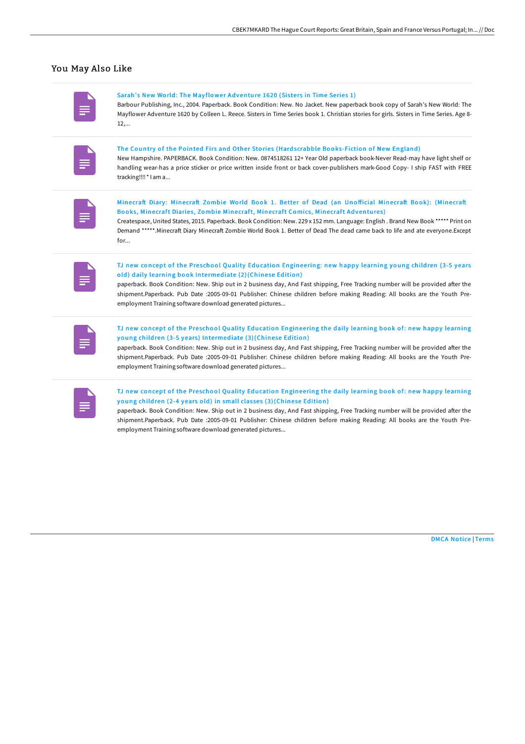## You May Also Like

**Sarah's New World: The Mayflower Adventure 1620 (Sisters in Time Series 1)**

Barbour Publishing, Inc., 2004. Paperback. Book Condition: New. No Jacket. New paperback book copy of Sarah's New World: The Mayflower Adventure 1620 by Colleen L. Reece. Sisters in Time Series book 1. Christian stories for girls. Sisters in Time Series. Age 8-12,...

**The Country of the Pointed Firs and Other Stories (Hardscrabble Books-Fiction of New England)**

New Hampshire. PAPERBACK. Book Condition: New. 0874518261 12+ Year Old paperback book-Never Read-may have light shelf or handling wear-has a price sticker or price written inside front or back cover-publishers mark-Good Copy- I ship FAST with FREE tracking!!!! * I am a...

**Minecraft Diary: Minecraft Zombie World Book 1. Better of Dead (an Unofficial Minecraft Book): (Minecraft Books, Minecraft Diaries, Zombie Minecraft, Minecraft Comics, Minecraft Adventures)**

Createspace, United States, 2015. Paperback. Book Condition: New. 229 x 152 mm. Language: English . Brand New Book ***** Print on Demand *****.Minecraft Diary Minecraft Zombie World Book 1. Better of Dead The dead came back to life and ate everyone.Except for...

**TJ new concept of the Preschool Quality Education Engineering: new happy learning young children (3-5 years old) daily learning book Intermediate (2)(Chinese Edition)**

paperback. Book Condition: New. Ship out in 2 business day, And Fast shipping, Free Tracking number will be provided after the shipment.Paperback. Pub Date :2005-09-01 Publisher: Chinese children before making Reading: All books are the Youth Pre-employment Training software download generated pictures...

**TJ new concept of the Preschool Quality Education Engineering the daily learning book of: new happy learning young children (3-5 years) Intermediate (3)(Chinese Edition)**

paperback. Book Condition: New. Ship out in 2 business day, And Fast shipping, Free Tracking number will be provided after the shipment.Paperback. Pub Date :2005-09-01 Publisher: Chinese children before making Reading: All books are the Youth Pre-employment Training software download generated pictures...

**TJ new concept of the Preschool Quality Education Engineering the daily learning book of: new happy learning young children (2-4 years old) in small classes (3)(Chinese Edition)**

paperback. Book Condition: New. Ship out in 2 business day, And Fast shipping, Free Tracking number will be provided after the shipment.Paperback. Pub Date :2005-09-01 Publisher: Chinese children before making Reading: All books are the Youth Pre-employment Training software download generated pictures...